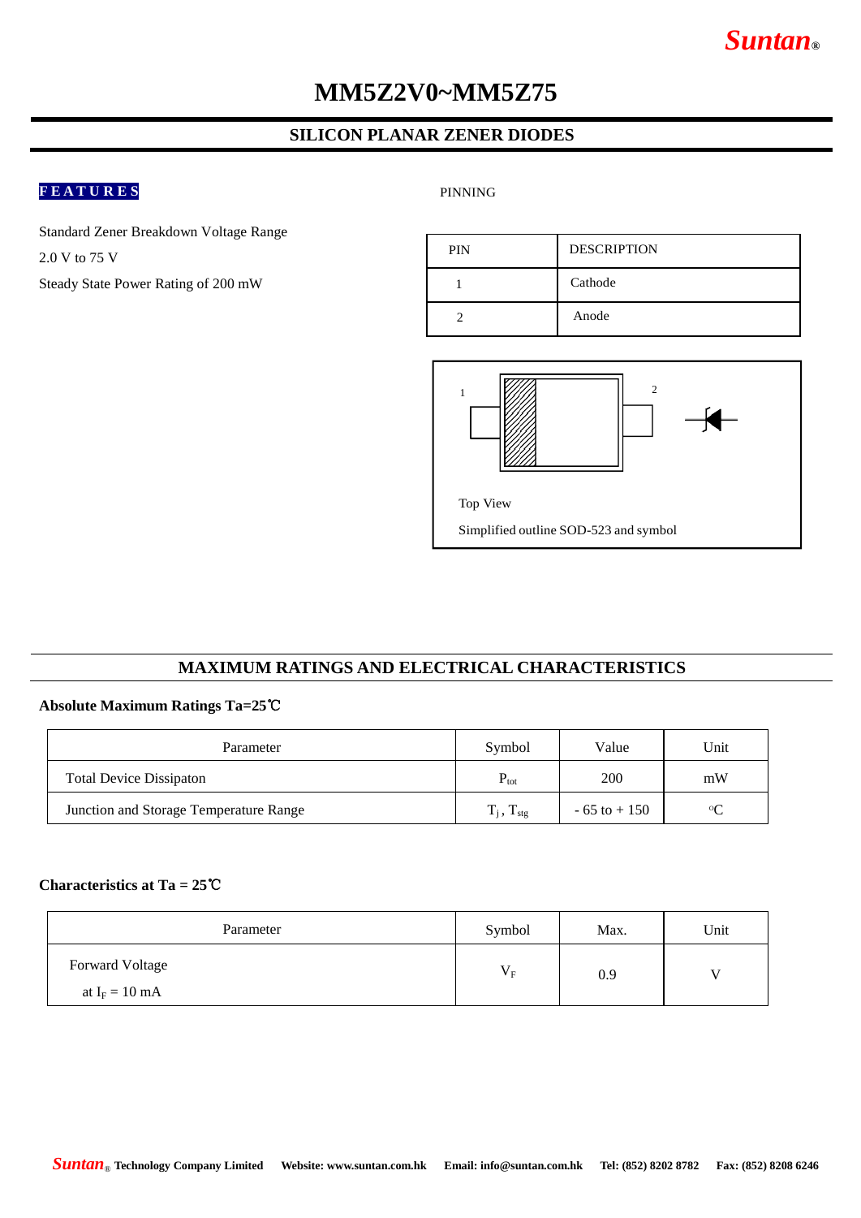Suntan®

# MM5Z2V0~MM5Z75

## SILICON PLANAR ZENER DIODES

### FEATURES

Standard Zener Breakdown Voltage Range

2.0 V to 75 V

Steady State Power Rating of 200 mW

PINNING

| PIN | DESCRIPTION |
|---|---|
| 1 | Cathode |
| 2 | Anode |

Top View

Simplified outline SOD-523 and symbol

## MAXIMUM RATINGS AND ELECTRICAL CHARACTERISTICS

**Absolute Maximum Ratings Ta=25℃**

| Parameter | Symbol | Value | Unit |
|---|---|---|---|
| Total Device Dissipaton | $P_{tot}$ | 200 | mW |
| Junction and Storage Temperature Range | $T_j$ , $T_{stg}$ | - 65 to + 150 | °C |

**Characteristics at Ta = 25℃**

| Parameter | Symbol | Max. | Unit |
|---|---|---|---|
| Forward Voltage at $I_F$ = 10 mA | $V_F$ | 0.9 | V |

*Suntan*® Technology Company Limited  Website: www.suntan.com.hk  Email: info@suntan.com.hk  Tel: (852) 8202 8782  Fax: (852) 8208 6246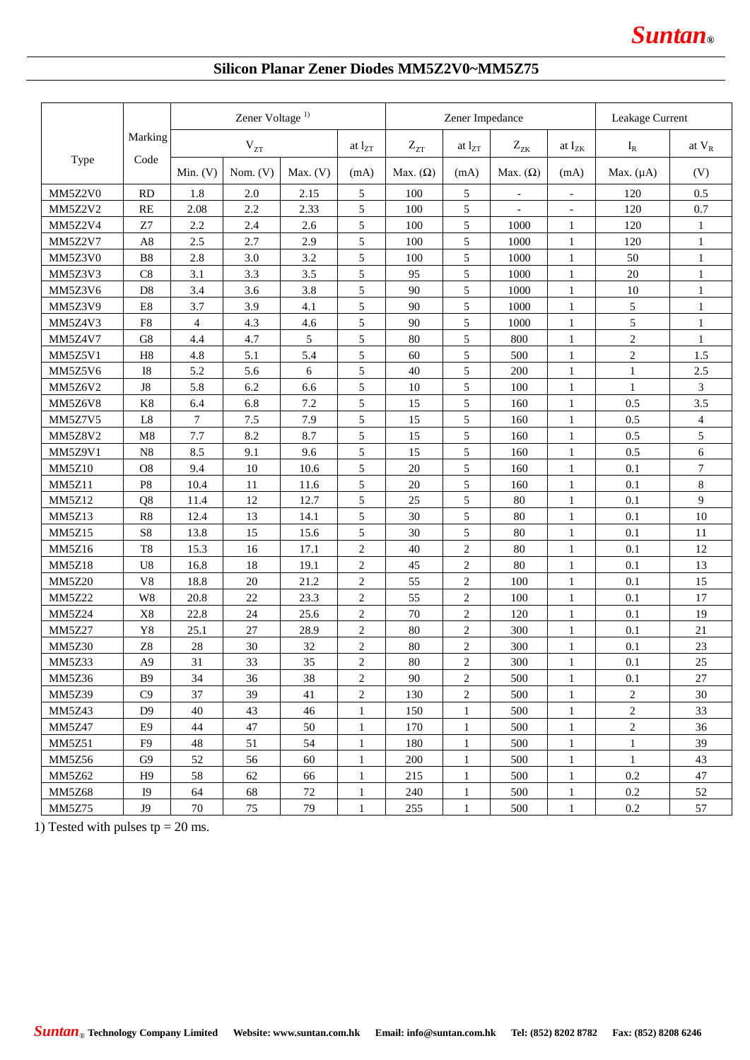## Silicon Planar Zener Diodes MM5Z2V0~MM5Z75

| Type | Marking Code | Zener Voltage [1) ] | | | | Zener Impedance | | | | Leakage Current | |
|---|---|---|---|---|---|---|---|---|---|---|---|
| | | $V_{ZT}$ | | | at $I_{ZT}$ | $Z_{ZT}$ | at $I_{ZT}$ | $Z_{ZK}$ | at $I_{ZK}$ | $I_R$ | at $V_R$ |
| | | Min. (V) | Nom. (V) | Max. (V) | (mA) | Max. (Ω) | (mA) | Max. (Ω) | (mA) | Max. (μA) | (V) |
| MM5Z2V0 | RD | 1.8 | 2.0 | 2.15 | 5 | 100 | 5 | - | - | 120 | 0.5 |
| MM5Z2V2 | RE | 2.08 | 2.2 | 2.33 | 5 | 100 | 5 | - | - | 120 | 0.7 |
| MM5Z2V4 | Z7 | 2.2 | 2.4 | 2.6 | 5 | 100 | 5 | 1000 | 1 | 120 | 1 |
| MM5Z2V7 | A8 | 2.5 | 2.7 | 2.9 | 5 | 100 | 5 | 1000 | 1 | 120 | 1 |
| MM5Z3V0 | B8 | 2.8 | 3.0 | 3.2 | 5 | 100 | 5 | 1000 | 1 | 50 | 1 |
| MM5Z3V3 | C8 | 3.1 | 3.3 | 3.5 | 5 | 95 | 5 | 1000 | 1 | 20 | 1 |
| MM5Z3V6 | D8 | 3.4 | 3.6 | 3.8 | 5 | 90 | 5 | 1000 | 1 | 10 | 1 |
| MM5Z3V9 | E8 | 3.7 | 3.9 | 4.1 | 5 | 90 | 5 | 1000 | 1 | 5 | 1 |
| MM5Z4V3 | F8 | 4 | 4.3 | 4.6 | 5 | 90 | 5 | 1000 | 1 | 5 | 1 |
| MM5Z4V7 | G8 | 4.4 | 4.7 | 5 | 5 | 80 | 5 | 800 | 1 | 2 | 1 |
| MM5Z5V1 | H8 | 4.8 | 5.1 | 5.4 | 5 | 60 | 5 | 500 | 1 | 2 | 1.5 |
| MM5Z5V6 | I8 | 5.2 | 5.6 | 6 | 5 | 40 | 5 | 200 | 1 | 1 | 2.5 |
| MM5Z6V2 | J8 | 5.8 | 6.2 | 6.6 | 5 | 10 | 5 | 100 | 1 | 1 | 3 |
| MM5Z6V8 | K8 | 6.4 | 6.8 | 7.2 | 5 | 15 | 5 | 160 | 1 | 0.5 | 3.5 |
| MM5Z7V5 | L8 | 7 | 7.5 | 7.9 | 5 | 15 | 5 | 160 | 1 | 0.5 | 4 |
| MM5Z8V2 | M8 | 7.7 | 8.2 | 8.7 | 5 | 15 | 5 | 160 | 1 | 0.5 | 5 |
| MM5Z9V1 | N8 | 8.5 | 9.1 | 9.6 | 5 | 15 | 5 | 160 | 1 | 0.5 | 6 |
| MM5Z10 | O8 | 9.4 | 10 | 10.6 | 5 | 20 | 5 | 160 | 1 | 0.1 | 7 |
| MM5Z11 | P8 | 10.4 | 11 | 11.6 | 5 | 20 | 5 | 160 | 1 | 0.1 | 8 |
| MM5Z12 | Q8 | 11.4 | 12 | 12.7 | 5 | 25 | 5 | 80 | 1 | 0.1 | 9 |
| MM5Z13 | R8 | 12.4 | 13 | 14.1 | 5 | 30 | 5 | 80 | 1 | 0.1 | 10 |
| MM5Z15 | S8 | 13.8 | 15 | 15.6 | 5 | 30 | 5 | 80 | 1 | 0.1 | 11 |
| MM5Z16 | T8 | 15.3 | 16 | 17.1 | 2 | 40 | 2 | 80 | 1 | 0.1 | 12 |
| MM5Z18 | U8 | 16.8 | 18 | 19.1 | 2 | 45 | 2 | 80 | 1 | 0.1 | 13 |
| MM5Z20 | V8 | 18.8 | 20 | 21.2 | 2 | 55 | 2 | 100 | 1 | 0.1 | 15 |
| MM5Z22 | W8 | 20.8 | 22 | 23.3 | 2 | 55 | 2 | 100 | 1 | 0.1 | 17 |
| MM5Z24 | X8 | 22.8 | 24 | 25.6 | 2 | 70 | 2 | 120 | 1 | 0.1 | 19 |
| MM5Z27 | Y8 | 25.1 | 27 | 28.9 | 2 | 80 | 2 | 300 | 1 | 0.1 | 21 |
| MM5Z30 | Z8 | 28 | 30 | 32 | 2 | 80 | 2 | 300 | 1 | 0.1 | 23 |
| MM5Z33 | A9 | 31 | 33 | 35 | 2 | 80 | 2 | 300 | 1 | 0.1 | 25 |
| MM5Z36 | B9 | 34 | 36 | 38 | 2 | 90 | 2 | 500 | 1 | 0.1 | 27 |
| MM5Z39 | C9 | 37 | 39 | 41 | 2 | 130 | 2 | 500 | 1 | 2 | 30 |
| MM5Z43 | D9 | 40 | 43 | 46 | 1 | 150 | 1 | 500 | 1 | 2 | 33 |
| MM5Z47 | E9 | 44 | 47 | 50 | 1 | 170 | 1 | 500 | 1 | 2 | 36 |
| MM5Z51 | F9 | 48 | 51 | 54 | 1 | 180 | 1 | 500 | 1 | 1 | 39 |
| MM5Z56 | G9 | 52 | 56 | 60 | 1 | 200 | 1 | 500 | 1 | 1 | 43 |
| MM5Z62 | H9 | 58 | 62 | 66 | 1 | 215 | 1 | 500 | 1 | 0.2 | 47 |
| MM5Z68 | I9 | 64 | 68 | 72 | 1 | 240 | 1 | 500 | 1 | 0.2 | 52 |
| MM5Z75 | J9 | 70 | 75 | 79 | 1 | 255 | 1 | 500 | 1 | 0.2 | 57 |

1) Tested with pulses tp = 20 ms.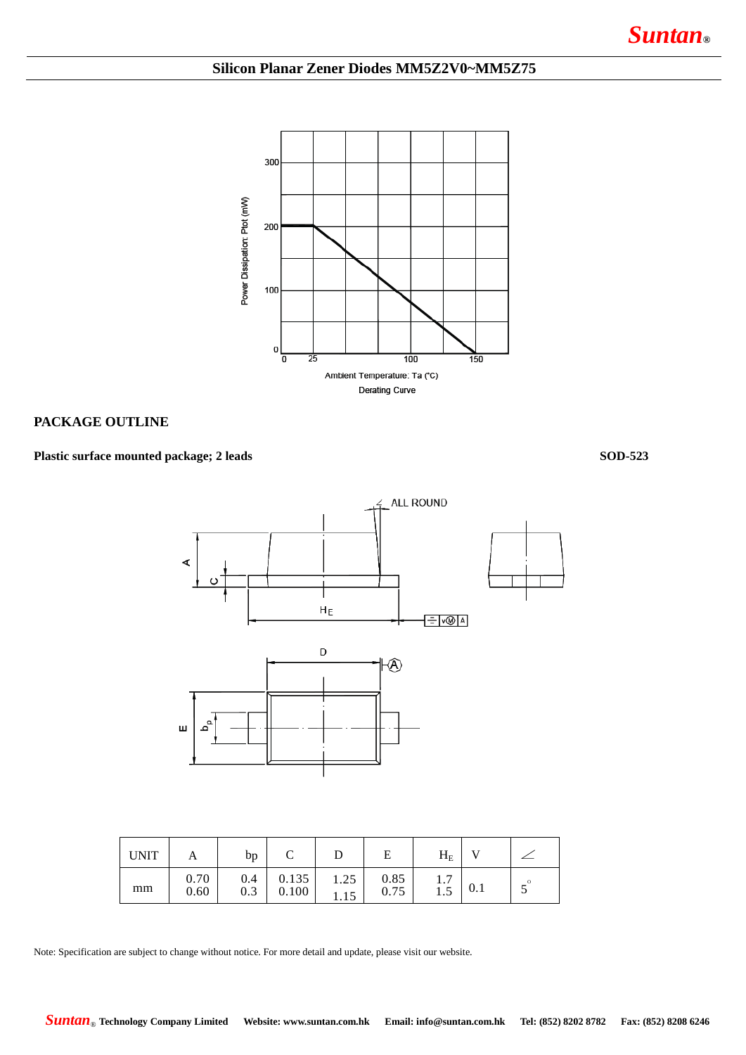## Silicon Planar Zener Diodes MM5Z2V0~MM5Z75

Power Dissipation: Ptot (mW)

300
200
100
0

0
25
100
150

Ambient Temperature: Ta (°C)

Derating Curve

## PACKAGE OUTLINE

**Plastic surface mounted package; 2 leads** **SOD-523**

ALL ROUND

A
C
$H_E$
D
A
E
$b_p$

| UNIT | A | bp | C | D | E | $H_E$ | V | ∠ |
|---|---|---|---|---|---|---|---|---|
| mm | 0.70<br>0.60 | 0.4<br>0.3 | 0.135<br>0.100 | 1.25<br>1.15 | 0.85<br>0.75 | 1.7<br>1.5 | 0.1 | 5° |

Note: Specification are subject to change without notice. For more detail and update, please visit our website.